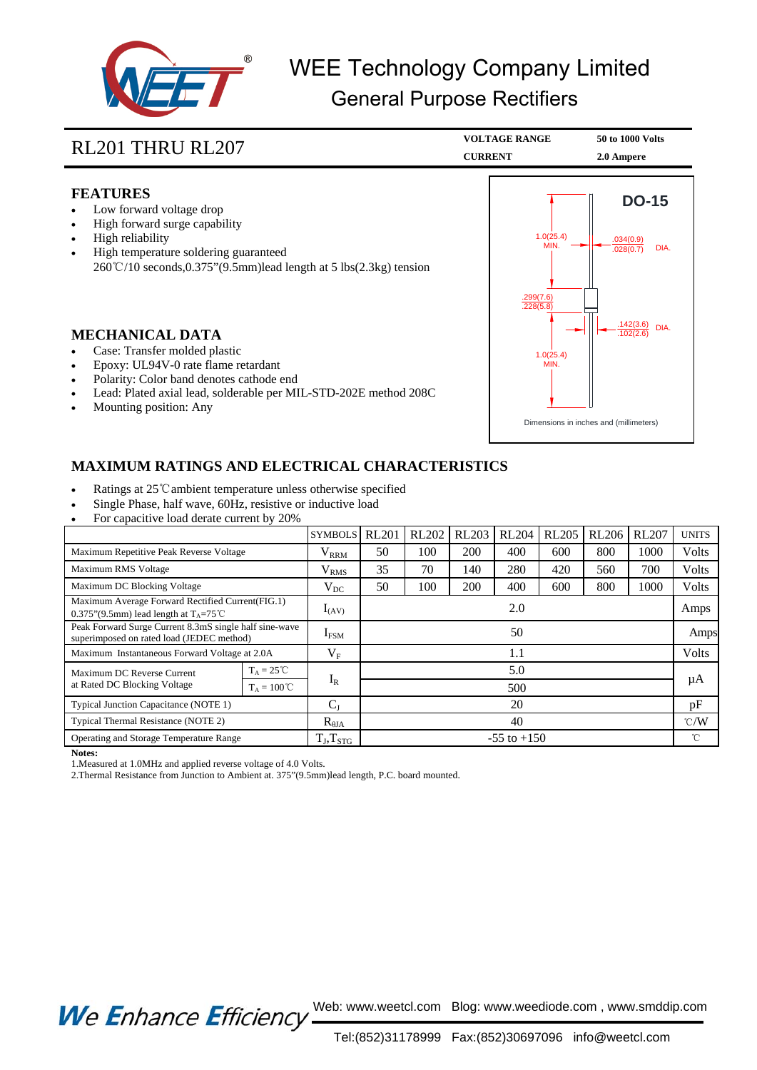# WEE Technology Company Limited

## General Purpose Rectifiers

**RL201 THRU RL207**

| | |
|---|---|
| **VOLTAGE RANGE** | **50 to 1000 Volts** |
| **CURRENT** | **2.0 Ampere** |

## FEATURES

- Low forward voltage drop
- High forward surge capability
- High reliability
- High temperature soldering guaranteed
  260℃/10 seconds,0.375"(9.5mm)lead length at 5 lbs(2.3kg) tension

**DO-15**

1.0(25.4) MIN.
.034(0.9) .028(0.7) DIA.
.299(7.6) .228(5.8)
.142(3.6) .102(2.6) DIA.
1.0(25.4) MIN.

Dimensions in inches and (millimeters)

## MECHANICAL DATA

- Case: Transfer molded plastic
- Epoxy: UL94V-0 rate flame retardant
- Polarity: Color band denotes cathode end
- Lead: Plated axial lead, solderable per MIL-STD-202E method 208C
- Mounting position: Any

## MAXIMUM RATINGS AND ELECTRICAL CHARACTERISTICS

- Ratings at 25℃ambient temperature unless otherwise specified
- Single Phase, half wave, 60Hz, resistive or inductive load
- For capacitive load derate current by 20%

| | | SYMBOLS | RL201 | RL202 | RL203 | RL204 | RL205 | RL206 | RL207 | UNITS |
|---|---|---|---|---|---|---|---|---|---|---|
| Maximum Repetitive Peak Reverse Voltage | | $V_{RRM}$ | 50 | 100 | 200 | 400 | 600 | 800 | 1000 | Volts |
| Maximum RMS Voltage | | $V_{RMS}$ | 35 | 70 | 140 | 280 | 420 | 560 | 700 | Volts |
| Maximum DC Blocking Voltage | | $V_{DC}$ | 50 | 100 | 200 | 400 | 600 | 800 | 1000 | Volts |
| Maximum Average Forward Rectified Current(FIG.1) 0.375"(9.5mm) lead length at $T_A$=75℃ | | $I_{(AV)}$ | 2.0 | | | | | | | Amps |
| Peak Forward Surge Current 8.3mS single half sine-wave superimposed on rated load (JEDEC method) | | $I_{FSM}$ | 50 | | | | | | | Amps |
| Maximum Instantaneous Forward Voltage at 2.0A | | $V_F$ | 1.1 | | | | | | | Volts |
| Maximum DC Reverse Current at Rated DC Blocking Voltage | $T_A$ = 25℃ | $I_R$ | 5.0 | | | | | | | μA |
| | $T_A$ = 100℃ | | 500 | | | | | | | |
| Typical Junction Capacitance (NOTE 1) | | $C_J$ | 20 | | | | | | | pF |
| Typical Thermal Resistance (NOTE 2) | | $R_{θJA}$ | 40 | | | | | | | ℃/W |
| Operating and Storage Temperature Range | | $T_J$,$T_{STG}$ | -55 to +150 | | | | | | | ℃ |

**Notes:**

1.Measured at 1.0MHz and applied reverse voltage of 4.0 Volts.

2.Thermal Resistance from Junction to Ambient at. 375"(9.5mm)lead length, P.C. board mounted.

*We Enhance Efficiency* Web: www.weetcl.com Blog: www.weediode.com , www.smddip.com

Tel:(852)31178999 Fax:(852)30697096 info@weetcl.com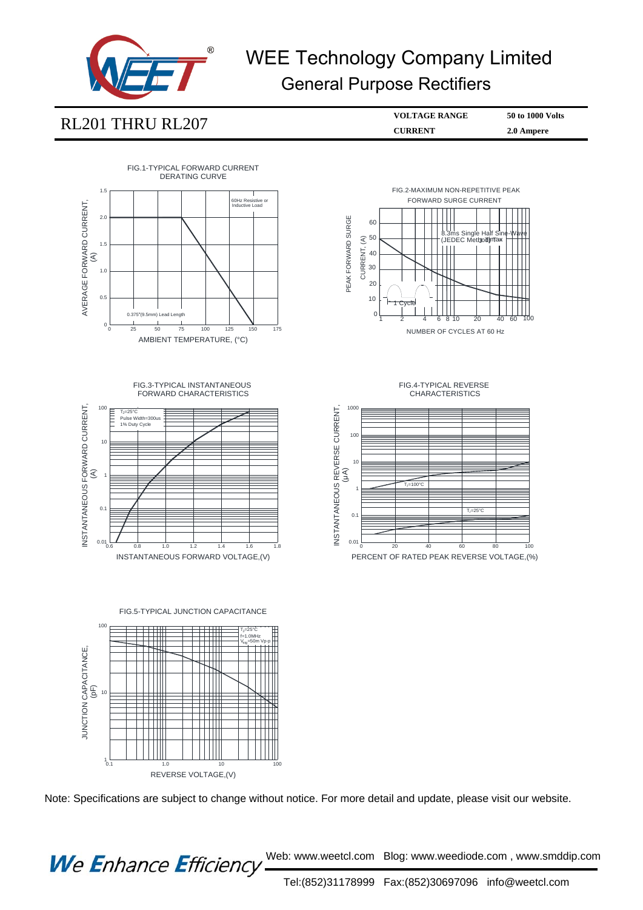# WEE Technology Company Limited

## General Purpose Rectifiers

## RL201 THRU RL207

| | |
|---|---|
| **VOLTAGE RANGE** | **50 to 1000 Volts** |
| **CURRENT** | **2.0 Ampere** |

FIG.1-TYPICAL FORWARD CURRENT DERATING CURVE

AVERAGE FORWARD CURRENT, (A)

1.5
2.0
1.5
1.0
0.5
0

60Hz Resistive or Inductive Load

0.375"(9.5mm) Lead Length

0 25 50 75 100 125 150 175

AMBIENT TEMPERATURE, (°C)

FIG.2-MAXIMUM NON-REPETITIVE PEAK FORWARD SURGE CURRENT

PEAK FORWARD SURGE CURRENT, (A)

60
50
40
30
20
10
0

8.3ms Single Half Sine-Wave (JEDEC Method) $T_{J}$=$T_{J}$max

1 Cycle

1 2 4 6 8 10 20 40 60 100

NUMBER OF CYCLES AT 60 Hz

FIG.3-TYPICAL INSTANTANEOUS FORWARD CHARACTERISTICS

INSTANTANEOUS FORWARD CURRENT, (A)

100
10
1
0.1
0.01

$T_J$=25°C
Pulse Width=300us
1% Duty Cycle

0.6 0.8 1.0 1.2 1.4 1.6 1.8

INSTANTANEOUS FORWARD VOLTAGE,(V)

FIG.4-TYPICAL REVERSE CHARACTERISTICS

INSTANTANEOUS REVERSE CURRENT, (μA)

1000
100
10
1
0.1
0.01

$T_J$=100°C

$T_J$=25°C

0 20 40 60 80 100

PERCENT OF RATED PEAK REVERSE VOLTAGE,(%)

FIG.5-TYPICAL JUNCTION CAPACITANCE

JUNCTION CAPACITANCE, (pF)

100
10
1

$T_J$=25°C
f=1.0MHz
$V_{sig}$=50m Vp-p

0.1 1.0 10 100

REVERSE VOLTAGE,(V)

Note: Specifications are subject to change without notice. For more detail and update, please visit our website.

*We Enhance Efficiency*

Web: www.weetcl.com Blog: www.weediode.com , www.smddip.com

Tel:(852)31178999 Fax:(852)30697096 info@weetcl.com